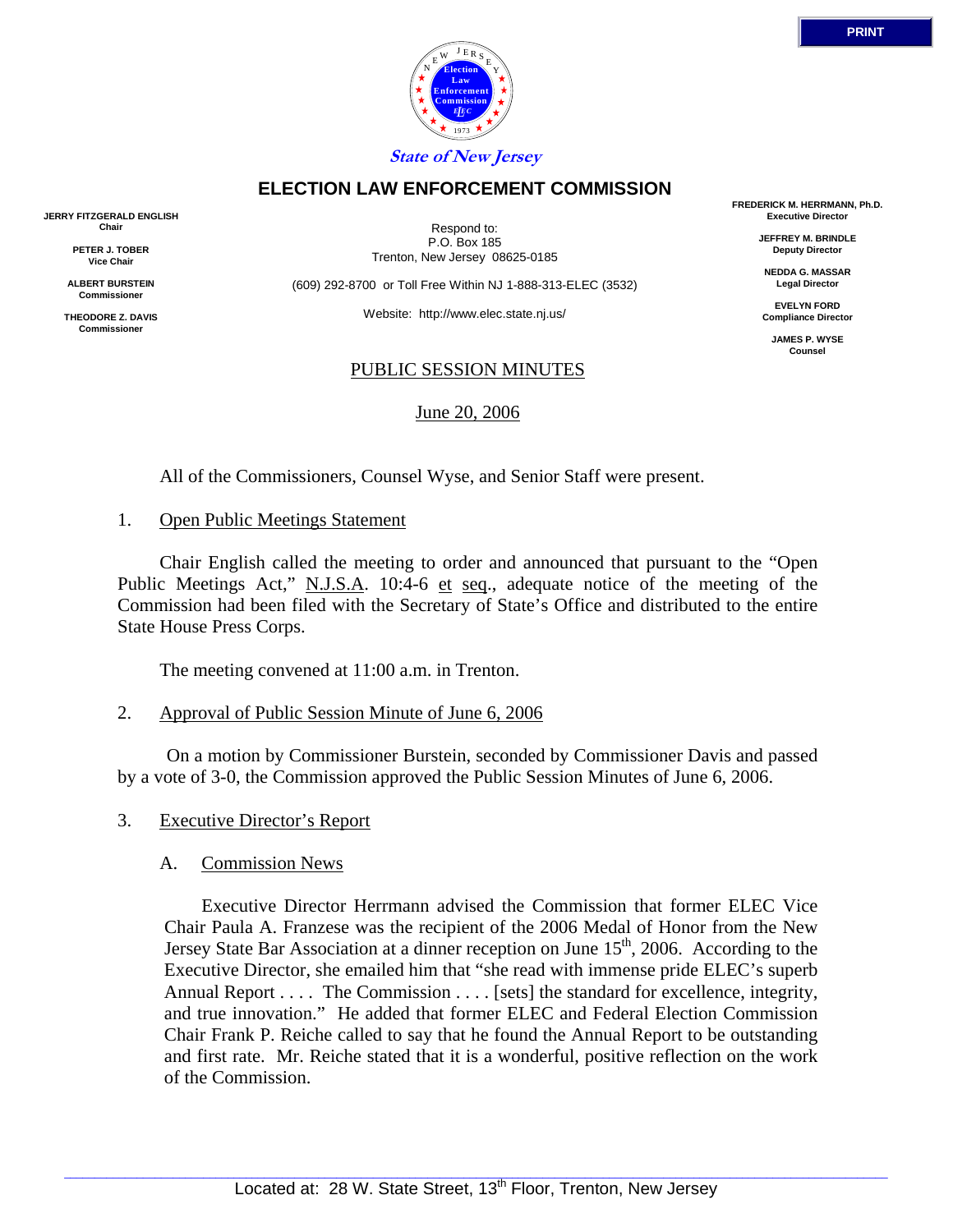State of New Jersey

# ELECTION LAW ENFORCEMENT COMMISSION

**JERRY FITZGERALD ENGLISH**
**Chair**

**PETER J. TOBER**
**Vice Chair**

**ALBERT BURSTEIN**
**Commissioner**

**THEODORE Z. DAVIS**
**Commissioner**

Respond to:
P.O. Box 185
Trenton, New Jersey 08625-0185

(609) 292-8700 or Toll Free Within NJ 1-888-313-ELEC (3532)

Website: http://www.elec.state.nj.us/

**FREDERICK M. HERRMANN, Ph.D.**
**Executive Director**

**JEFFREY M. BRINDLE**
**Deputy Director**

**NEDDA G. MASSAR**
**Legal Director**

**EVELYN FORD**
**Compliance Director**

**JAMES P. WYSE**
**Counsel**

## PUBLIC SESSION MINUTES

June 20, 2006

All of the Commissioners, Counsel Wyse, and Senior Staff were present.

1. Open Public Meetings Statement

Chair English called the meeting to order and announced that pursuant to the "Open Public Meetings Act," N.J.S.A. 10:4-6 et seq., adequate notice of the meeting of the Commission had been filed with the Secretary of State's Office and distributed to the entire State House Press Corps.

The meeting convened at 11:00 a.m. in Trenton.

2. Approval of Public Session Minute of June 6, 2006

On a motion by Commissioner Burstein, seconded by Commissioner Davis and passed by a vote of 3-0, the Commission approved the Public Session Minutes of June 6, 2006.

3. Executive Director's Report

A. Commission News

Executive Director Herrmann advised the Commission that former ELEC Vice Chair Paula A. Franzese was the recipient of the 2006 Medal of Honor from the New Jersey State Bar Association at a dinner reception on June 15th, 2006. According to the Executive Director, she emailed him that "she read with immense pride ELEC's superb Annual Report . . . . The Commission . . . . [sets] the standard for excellence, integrity, and true innovation." He added that former ELEC and Federal Election Commission Chair Frank P. Reiche called to say that he found the Annual Report to be outstanding and first rate. Mr. Reiche stated that it is a wonderful, positive reflection on the work of the Commission.

Located at: 28 W. State Street, 13th Floor, Trenton, New Jersey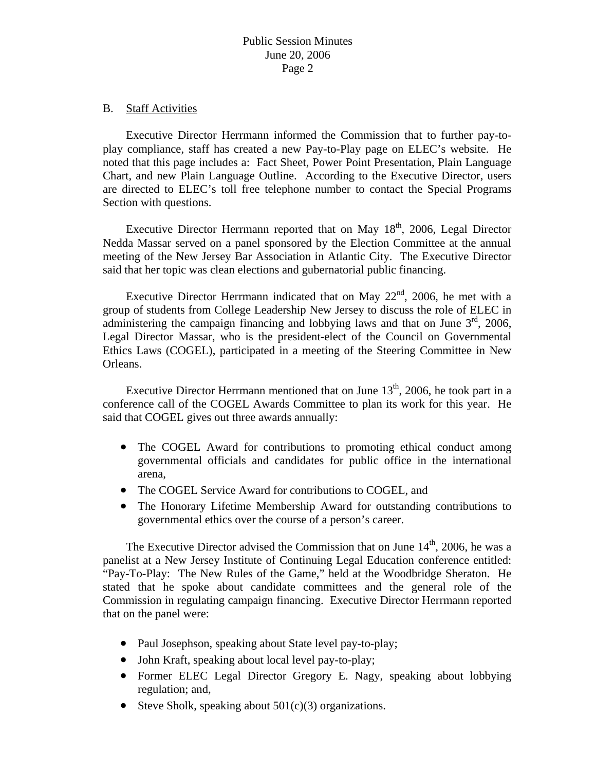B. Staff Activities

Executive Director Herrmann informed the Commission that to further pay-to-play compliance, staff has created a new Pay-to-Play page on ELEC's website. He noted that this page includes a: Fact Sheet, Power Point Presentation, Plain Language Chart, and new Plain Language Outline. According to the Executive Director, users are directed to ELEC's toll free telephone number to contact the Special Programs Section with questions.

Executive Director Herrmann reported that on May 18th, 2006, Legal Director Nedda Massar served on a panel sponsored by the Election Committee at the annual meeting of the New Jersey Bar Association in Atlantic City. The Executive Director said that her topic was clean elections and gubernatorial public financing.

Executive Director Herrmann indicated that on May 22nd, 2006, he met with a group of students from College Leadership New Jersey to discuss the role of ELEC in administering the campaign financing and lobbying laws and that on June 3rd, 2006, Legal Director Massar, who is the president-elect of the Council on Governmental Ethics Laws (COGEL), participated in a meeting of the Steering Committee in New Orleans.

Executive Director Herrmann mentioned that on June 13th, 2006, he took part in a conference call of the COGEL Awards Committee to plan its work for this year. He said that COGEL gives out three awards annually:

- The COGEL Award for contributions to promoting ethical conduct among governmental officials and candidates for public office in the international arena,
- The COGEL Service Award for contributions to COGEL, and
- The Honorary Lifetime Membership Award for outstanding contributions to governmental ethics over the course of a person's career.

The Executive Director advised the Commission that on June 14th, 2006, he was a panelist at a New Jersey Institute of Continuing Legal Education conference entitled: "Pay-To-Play: The New Rules of the Game," held at the Woodbridge Sheraton. He stated that he spoke about candidate committees and the general role of the Commission in regulating campaign financing. Executive Director Herrmann reported that on the panel were:

- Paul Josephson, speaking about State level pay-to-play;
- John Kraft, speaking about local level pay-to-play;
- Former ELEC Legal Director Gregory E. Nagy, speaking about lobbying regulation; and,
- Steve Sholk, speaking about 501(c)(3) organizations.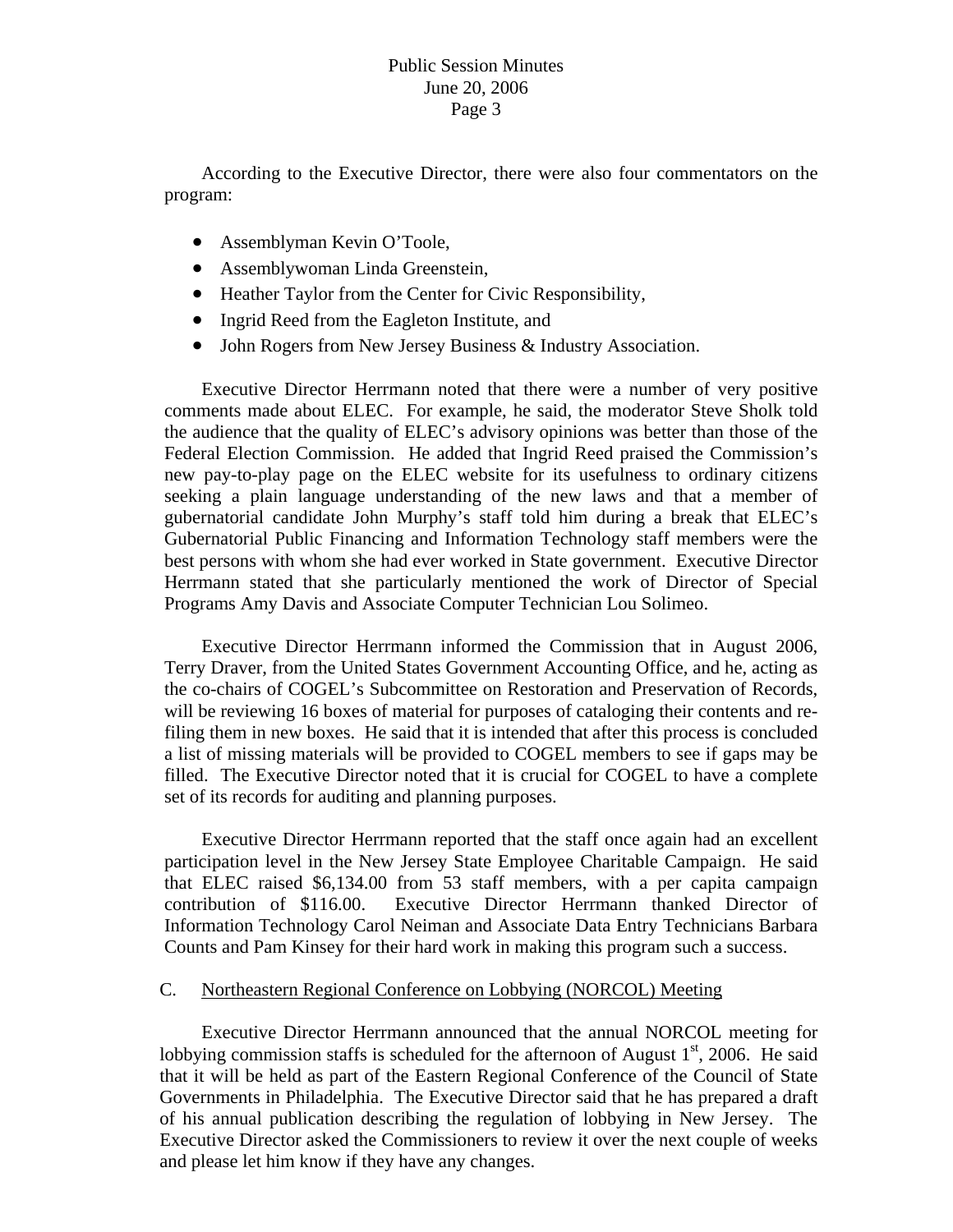According to the Executive Director, there were also four commentators on the program:

- Assemblyman Kevin O'Toole,
- Assemblywoman Linda Greenstein,
- Heather Taylor from the Center for Civic Responsibility,
- Ingrid Reed from the Eagleton Institute, and
- John Rogers from New Jersey Business & Industry Association.

Executive Director Herrmann noted that there were a number of very positive comments made about ELEC. For example, he said, the moderator Steve Sholk told the audience that the quality of ELEC's advisory opinions was better than those of the Federal Election Commission. He added that Ingrid Reed praised the Commission's new pay-to-play page on the ELEC website for its usefulness to ordinary citizens seeking a plain language understanding of the new laws and that a member of gubernatorial candidate John Murphy's staff told him during a break that ELEC's Gubernatorial Public Financing and Information Technology staff members were the best persons with whom she had ever worked in State government. Executive Director Herrmann stated that she particularly mentioned the work of Director of Special Programs Amy Davis and Associate Computer Technician Lou Solimeo.

Executive Director Herrmann informed the Commission that in August 2006, Terry Draver, from the United States Government Accounting Office, and he, acting as the co-chairs of COGEL's Subcommittee on Restoration and Preservation of Records, will be reviewing 16 boxes of material for purposes of cataloging their contents and re-filing them in new boxes. He said that it is intended that after this process is concluded a list of missing materials will be provided to COGEL members to see if gaps may be filled. The Executive Director noted that it is crucial for COGEL to have a complete set of its records for auditing and planning purposes.

Executive Director Herrmann reported that the staff once again had an excellent participation level in the New Jersey State Employee Charitable Campaign. He said that ELEC raised $6,134.00 from 53 staff members, with a per capita campaign contribution of $116.00. Executive Director Herrmann thanked Director of Information Technology Carol Neiman and Associate Data Entry Technicians Barbara Counts and Pam Kinsey for their hard work in making this program such a success.

C. Northeastern Regional Conference on Lobbying (NORCOL) Meeting

Executive Director Herrmann announced that the annual NORCOL meeting for lobbying commission staffs is scheduled for the afternoon of August 1st, 2006. He said that it will be held as part of the Eastern Regional Conference of the Council of State Governments in Philadelphia. The Executive Director said that he has prepared a draft of his annual publication describing the regulation of lobbying in New Jersey. The Executive Director asked the Commissioners to review it over the next couple of weeks and please let him know if they have any changes.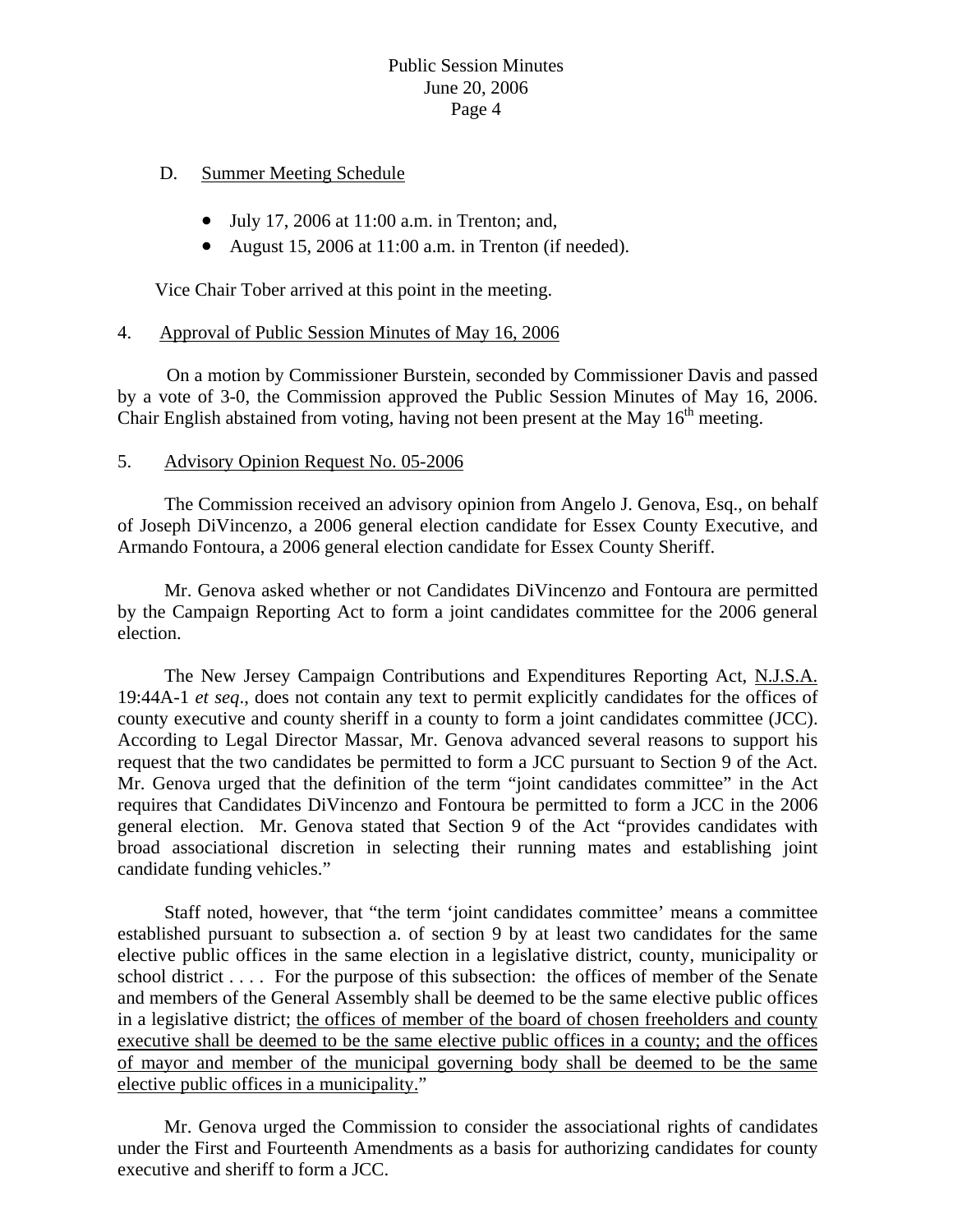D. <u>Summer Meeting Schedule</u>

- July 17, 2006 at 11:00 a.m. in Trenton; and,
- August 15, 2006 at 11:00 a.m. in Trenton (if needed).

Vice Chair Tober arrived at this point in the meeting.

4. <u>Approval of Public Session Minutes of May 16, 2006</u>

On a motion by Commissioner Burstein, seconded by Commissioner Davis and passed by a vote of 3-0, the Commission approved the Public Session Minutes of May 16, 2006. Chair English abstained from voting, having not been present at the May 16th meeting.

5. <u>Advisory Opinion Request No. 05-2006</u>

The Commission received an advisory opinion from Angelo J. Genova, Esq., on behalf of Joseph DiVincenzo, a 2006 general election candidate for Essex County Executive, and Armando Fontoura, a 2006 general election candidate for Essex County Sheriff.

Mr. Genova asked whether or not Candidates DiVincenzo and Fontoura are permitted by the Campaign Reporting Act to form a joint candidates committee for the 2006 general election.

The New Jersey Campaign Contributions and Expenditures Reporting Act, <u>N.J.S.A.</u> 19:44A-1 *et seq*., does not contain any text to permit explicitly candidates for the offices of county executive and county sheriff in a county to form a joint candidates committee (JCC). According to Legal Director Massar, Mr. Genova advanced several reasons to support his request that the two candidates be permitted to form a JCC pursuant to Section 9 of the Act. Mr. Genova urged that the definition of the term "joint candidates committee" in the Act requires that Candidates DiVincenzo and Fontoura be permitted to form a JCC in the 2006 general election. Mr. Genova stated that Section 9 of the Act "provides candidates with broad associational discretion in selecting their running mates and establishing joint candidate funding vehicles."

Staff noted, however, that "the term 'joint candidates committee' means a committee established pursuant to subsection a. of section 9 by at least two candidates for the same elective public offices in the same election in a legislative district, county, municipality or school district . . . . For the purpose of this subsection: the offices of member of the Senate and members of the General Assembly shall be deemed to be the same elective public offices in a legislative district; <u>the offices of member of the board of chosen freeholders and county executive shall be deemed to be the same elective public offices in a county; and the offices of mayor and member of the municipal governing body shall be deemed to be the same elective public offices in a municipality.</u>"

Mr. Genova urged the Commission to consider the associational rights of candidates under the First and Fourteenth Amendments as a basis for authorizing candidates for county executive and sheriff to form a JCC.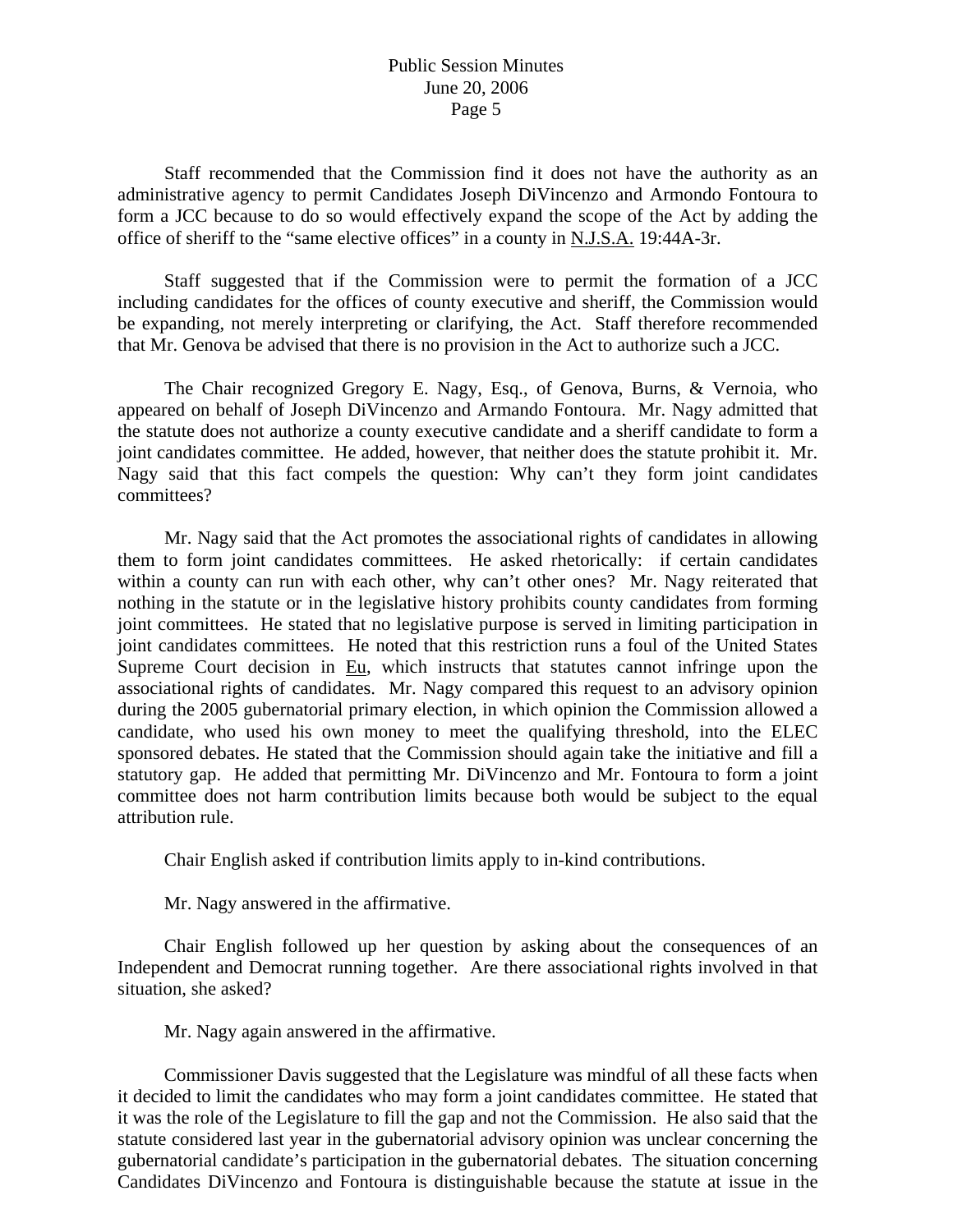Staff recommended that the Commission find it does not have the authority as an administrative agency to permit Candidates Joseph DiVincenzo and Armondo Fontoura to form a JCC because to do so would effectively expand the scope of the Act by adding the office of sheriff to the "same elective offices" in a county in N.J.S.A. 19:44A-3r.

Staff suggested that if the Commission were to permit the formation of a JCC including candidates for the offices of county executive and sheriff, the Commission would be expanding, not merely interpreting or clarifying, the Act. Staff therefore recommended that Mr. Genova be advised that there is no provision in the Act to authorize such a JCC.

The Chair recognized Gregory E. Nagy, Esq., of Genova, Burns, & Vernoia, who appeared on behalf of Joseph DiVincenzo and Armando Fontoura. Mr. Nagy admitted that the statute does not authorize a county executive candidate and a sheriff candidate to form a joint candidates committee. He added, however, that neither does the statute prohibit it. Mr. Nagy said that this fact compels the question: Why can't they form joint candidates committees?

Mr. Nagy said that the Act promotes the associational rights of candidates in allowing them to form joint candidates committees. He asked rhetorically: if certain candidates within a county can run with each other, why can't other ones? Mr. Nagy reiterated that nothing in the statute or in the legislative history prohibits county candidates from forming joint committees. He stated that no legislative purpose is served in limiting participation in joint candidates committees. He noted that this restriction runs a foul of the United States Supreme Court decision in Eu, which instructs that statutes cannot infringe upon the associational rights of candidates. Mr. Nagy compared this request to an advisory opinion during the 2005 gubernatorial primary election, in which opinion the Commission allowed a candidate, who used his own money to meet the qualifying threshold, into the ELEC sponsored debates. He stated that the Commission should again take the initiative and fill a statutory gap. He added that permitting Mr. DiVincenzo and Mr. Fontoura to form a joint committee does not harm contribution limits because both would be subject to the equal attribution rule.

Chair English asked if contribution limits apply to in-kind contributions.

Mr. Nagy answered in the affirmative.

Chair English followed up her question by asking about the consequences of an Independent and Democrat running together. Are there associational rights involved in that situation, she asked?

Mr. Nagy again answered in the affirmative.

Commissioner Davis suggested that the Legislature was mindful of all these facts when it decided to limit the candidates who may form a joint candidates committee. He stated that it was the role of the Legislature to fill the gap and not the Commission. He also said that the statute considered last year in the gubernatorial advisory opinion was unclear concerning the gubernatorial candidate's participation in the gubernatorial debates. The situation concerning Candidates DiVincenzo and Fontoura is distinguishable because the statute at issue in the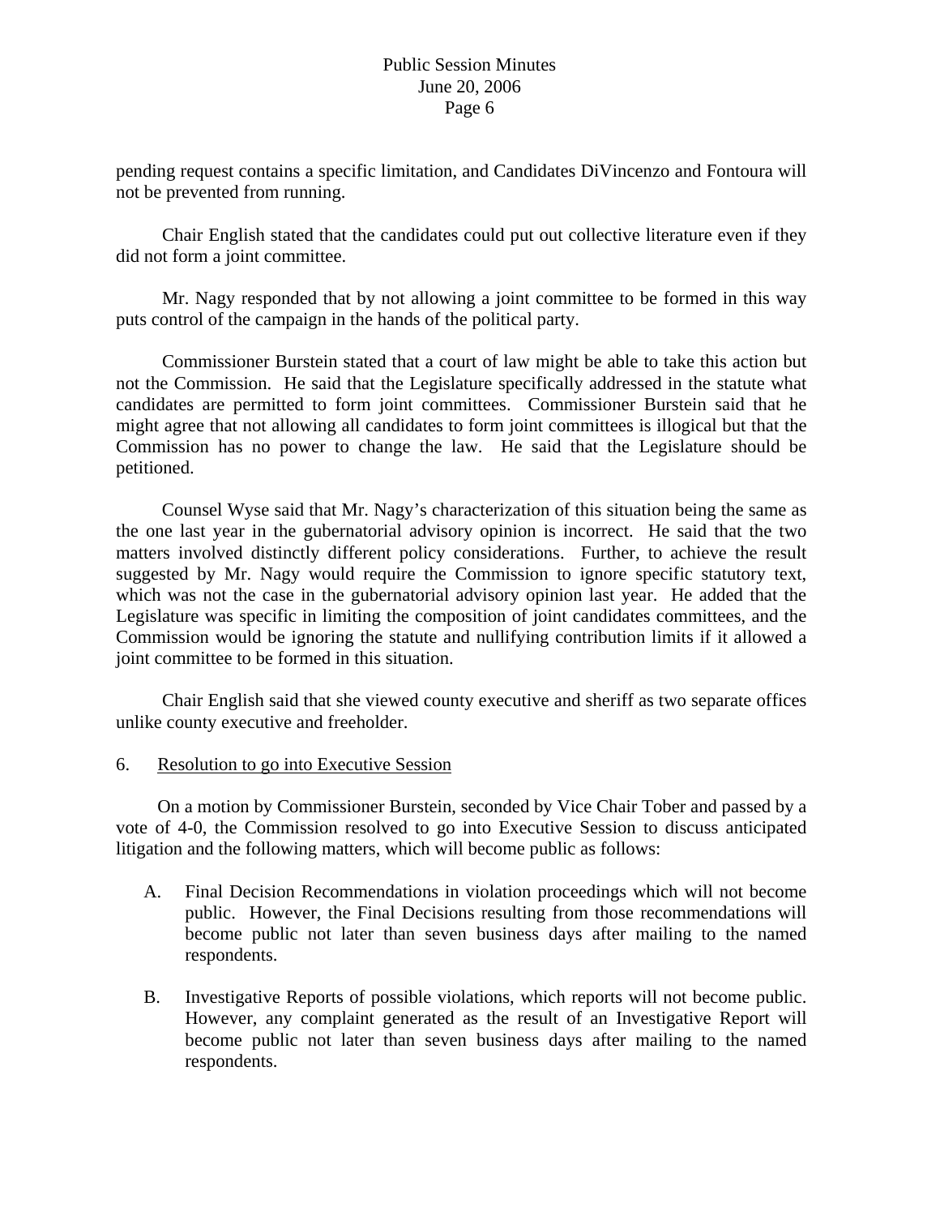pending request contains a specific limitation, and Candidates DiVincenzo and Fontoura will not be prevented from running.

Chair English stated that the candidates could put out collective literature even if they did not form a joint committee.

Mr. Nagy responded that by not allowing a joint committee to be formed in this way puts control of the campaign in the hands of the political party.

Commissioner Burstein stated that a court of law might be able to take this action but not the Commission. He said that the Legislature specifically addressed in the statute what candidates are permitted to form joint committees. Commissioner Burstein said that he might agree that not allowing all candidates to form joint committees is illogical but that the Commission has no power to change the law. He said that the Legislature should be petitioned.

Counsel Wyse said that Mr. Nagy's characterization of this situation being the same as the one last year in the gubernatorial advisory opinion is incorrect. He said that the two matters involved distinctly different policy considerations. Further, to achieve the result suggested by Mr. Nagy would require the Commission to ignore specific statutory text, which was not the case in the gubernatorial advisory opinion last year. He added that the Legislature was specific in limiting the composition of joint candidates committees, and the Commission would be ignoring the statute and nullifying contribution limits if it allowed a joint committee to be formed in this situation.

Chair English said that she viewed county executive and sheriff as two separate offices unlike county executive and freeholder.

6. Resolution to go into Executive Session

On a motion by Commissioner Burstein, seconded by Vice Chair Tober and passed by a vote of 4-0, the Commission resolved to go into Executive Session to discuss anticipated litigation and the following matters, which will become public as follows:

A. Final Decision Recommendations in violation proceedings which will not become public. However, the Final Decisions resulting from those recommendations will become public not later than seven business days after mailing to the named respondents.

B. Investigative Reports of possible violations, which reports will not become public. However, any complaint generated as the result of an Investigative Report will become public not later than seven business days after mailing to the named respondents.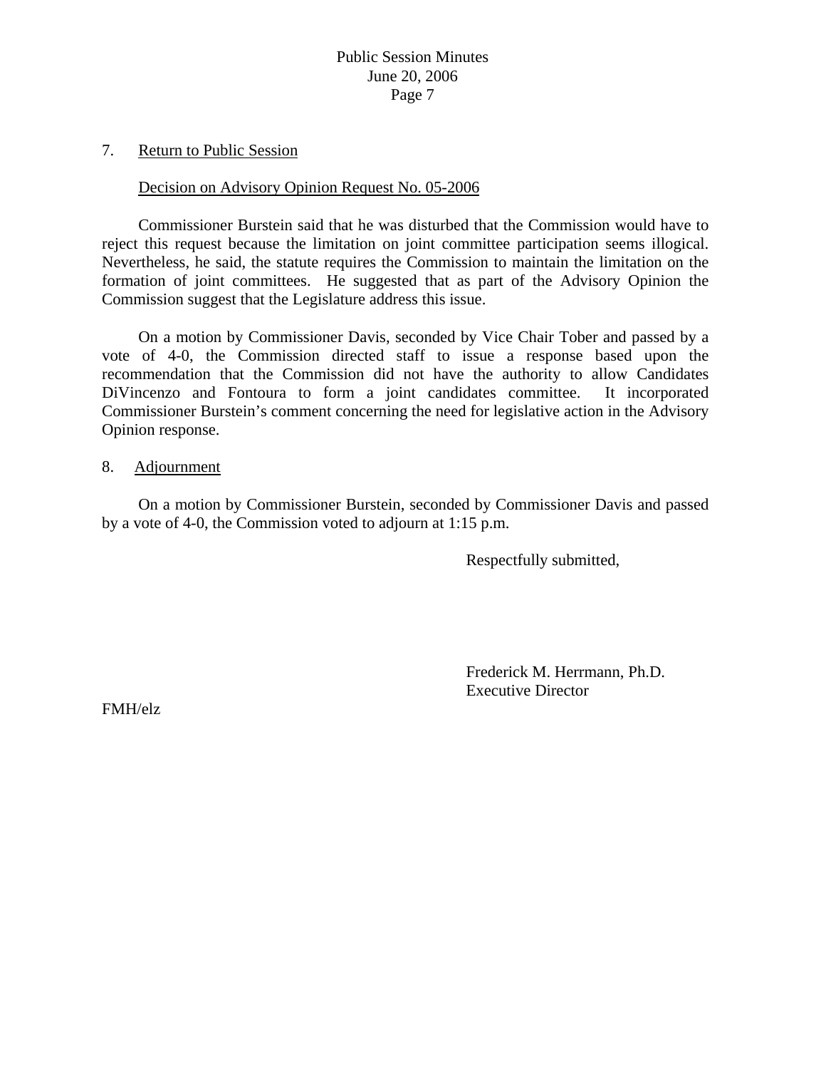7. Return to Public Session

Decision on Advisory Opinion Request No. 05-2006

Commissioner Burstein said that he was disturbed that the Commission would have to reject this request because the limitation on joint committee participation seems illogical. Nevertheless, he said, the statute requires the Commission to maintain the limitation on the formation of joint committees. He suggested that as part of the Advisory Opinion the Commission suggest that the Legislature address this issue.

On a motion by Commissioner Davis, seconded by Vice Chair Tober and passed by a vote of 4-0, the Commission directed staff to issue a response based upon the recommendation that the Commission did not have the authority to allow Candidates DiVincenzo and Fontoura to form a joint candidates committee. It incorporated Commissioner Burstein's comment concerning the need for legislative action in the Advisory Opinion response.

8. Adjournment

On a motion by Commissioner Burstein, seconded by Commissioner Davis and passed by a vote of 4-0, the Commission voted to adjourn at 1:15 p.m.

Respectfully submitted,

Frederick M. Herrmann, Ph.D.
Executive Director

FMH/elz